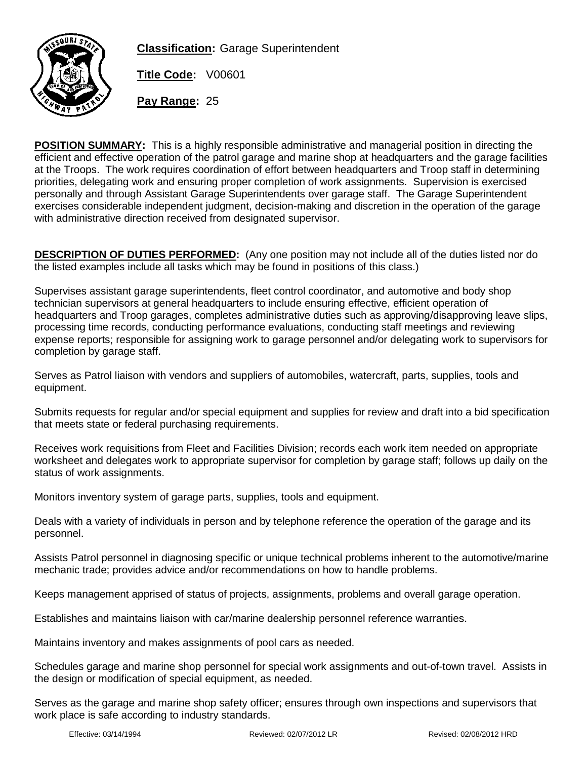**Classification:** Garage Superintendent

**Title Code:** V00601

**Pay Range:** 25

**POSITION SUMMARY:** This is a highly responsible administrative and managerial position in directing the efficient and effective operation of the patrol garage and marine shop at headquarters and the garage facilities at the Troops. The work requires coordination of effort between headquarters and Troop staff in determining priorities, delegating work and ensuring proper completion of work assignments. Supervision is exercised personally and through Assistant Garage Superintendents over garage staff. The Garage Superintendent exercises considerable independent judgment, decision-making and discretion in the operation of the garage with administrative direction received from designated supervisor.

**DESCRIPTION OF DUTIES PERFORMED:** (Any one position may not include all of the duties listed nor do the listed examples include all tasks which may be found in positions of this class.)

Supervises assistant garage superintendents, fleet control coordinator, and automotive and body shop technician supervisors at general headquarters to include ensuring effective, efficient operation of headquarters and Troop garages, completes administrative duties such as approving/disapproving leave slips, processing time records, conducting performance evaluations, conducting staff meetings and reviewing expense reports; responsible for assigning work to garage personnel and/or delegating work to supervisors for completion by garage staff.

Serves as Patrol liaison with vendors and suppliers of automobiles, watercraft, parts, supplies, tools and equipment.

Submits requests for regular and/or special equipment and supplies for review and draft into a bid specification that meets state or federal purchasing requirements.

Receives work requisitions from Fleet and Facilities Division; records each work item needed on appropriate worksheet and delegates work to appropriate supervisor for completion by garage staff; follows up daily on the status of work assignments.

Monitors inventory system of garage parts, supplies, tools and equipment.

Deals with a variety of individuals in person and by telephone reference the operation of the garage and its personnel.

Assists Patrol personnel in diagnosing specific or unique technical problems inherent to the automotive/marine mechanic trade; provides advice and/or recommendations on how to handle problems.

Keeps management apprised of status of projects, assignments, problems and overall garage operation.

Establishes and maintains liaison with car/marine dealership personnel reference warranties.

Maintains inventory and makes assignments of pool cars as needed.

Schedules garage and marine shop personnel for special work assignments and out-of-town travel. Assists in the design or modification of special equipment, as needed.

Serves as the garage and marine shop safety officer; ensures through own inspections and supervisors that work place is safe according to industry standards.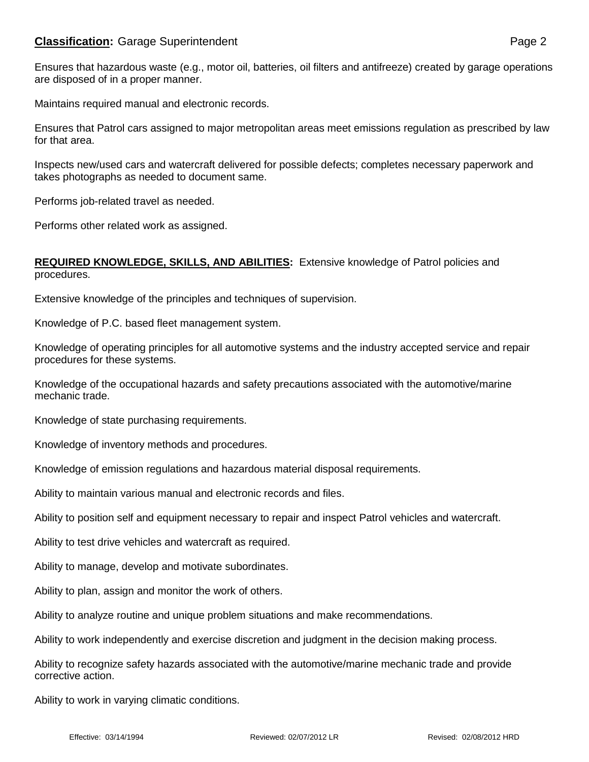Ensures that hazardous waste (e.g., motor oil, batteries, oil filters and antifreeze) created by garage operations are disposed of in a proper manner.

Maintains required manual and electronic records.

Ensures that Patrol cars assigned to major metropolitan areas meet emissions regulation as prescribed by law for that area.

Inspects new/used cars and watercraft delivered for possible defects; completes necessary paperwork and takes photographs as needed to document same.

Performs job-related travel as needed.

Performs other related work as assigned.

**REQUIRED KNOWLEDGE, SKILLS, AND ABILITIES:** Extensive knowledge of Patrol policies and procedures.

Extensive knowledge of the principles and techniques of supervision.

Knowledge of P.C. based fleet management system.

Knowledge of operating principles for all automotive systems and the industry accepted service and repair procedures for these systems.

Knowledge of the occupational hazards and safety precautions associated with the automotive/marine mechanic trade.

Knowledge of state purchasing requirements.

Knowledge of inventory methods and procedures.

Knowledge of emission regulations and hazardous material disposal requirements.

Ability to maintain various manual and electronic records and files.

Ability to position self and equipment necessary to repair and inspect Patrol vehicles and watercraft.

Ability to test drive vehicles and watercraft as required.

Ability to manage, develop and motivate subordinates.

Ability to plan, assign and monitor the work of others.

Ability to analyze routine and unique problem situations and make recommendations.

Ability to work independently and exercise discretion and judgment in the decision making process.

Ability to recognize safety hazards associated with the automotive/marine mechanic trade and provide corrective action.

Ability to work in varying climatic conditions.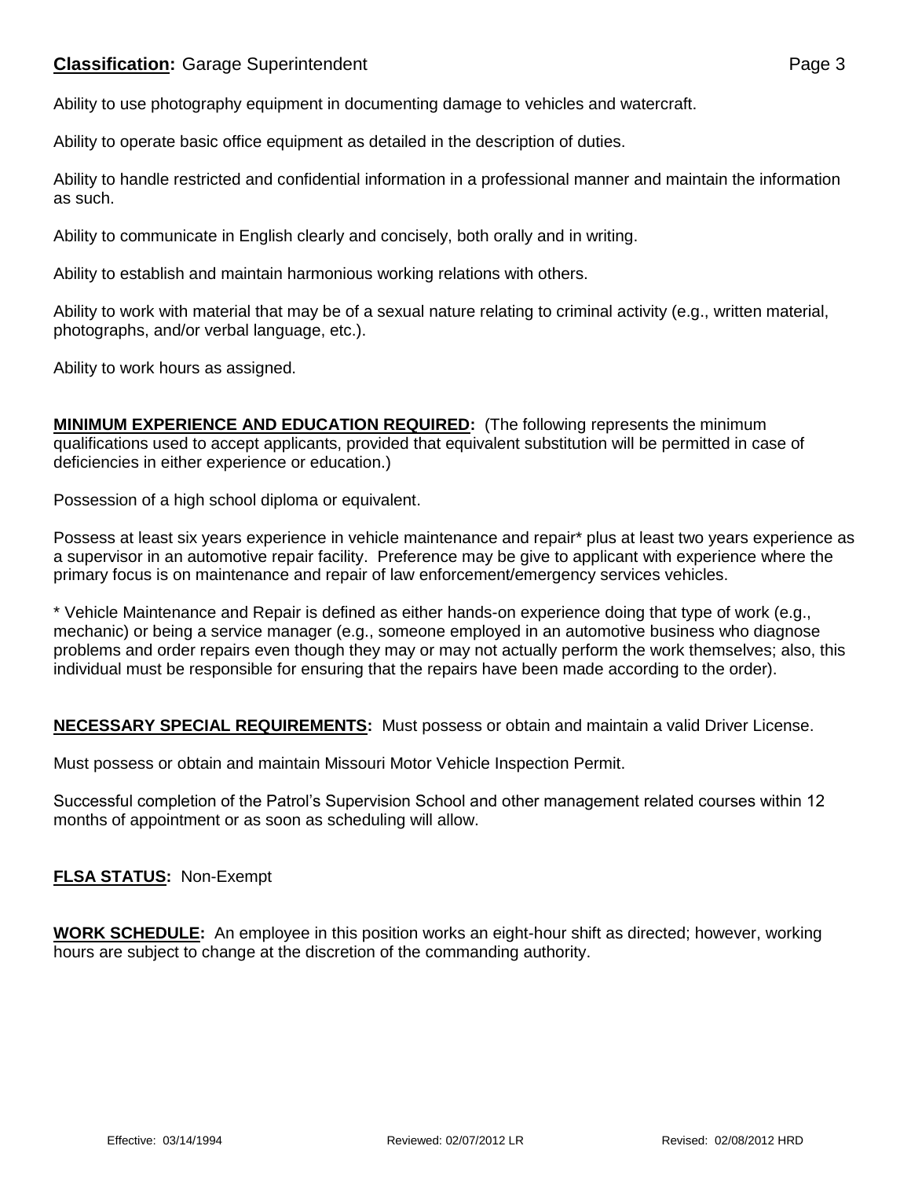Ability to use photography equipment in documenting damage to vehicles and watercraft.

Ability to operate basic office equipment as detailed in the description of duties.

Ability to handle restricted and confidential information in a professional manner and maintain the information as such.

Ability to communicate in English clearly and concisely, both orally and in writing.

Ability to establish and maintain harmonious working relations with others.

Ability to work with material that may be of a sexual nature relating to criminal activity (e.g., written material, photographs, and/or verbal language, etc.).

Ability to work hours as assigned.

**MINIMUM EXPERIENCE AND EDUCATION REQUIRED:** (The following represents the minimum qualifications used to accept applicants, provided that equivalent substitution will be permitted in case of deficiencies in either experience or education.)

Possession of a high school diploma or equivalent.

Possess at least six years experience in vehicle maintenance and repair* plus at least two years experience as a supervisor in an automotive repair facility. Preference may be give to applicant with experience where the primary focus is on maintenance and repair of law enforcement/emergency services vehicles.

* Vehicle Maintenance and Repair is defined as either hands-on experience doing that type of work (e.g., mechanic) or being a service manager (e.g., someone employed in an automotive business who diagnose problems and order repairs even though they may or may not actually perform the work themselves; also, this individual must be responsible for ensuring that the repairs have been made according to the order).

**NECESSARY SPECIAL REQUIREMENTS:** Must possess or obtain and maintain a valid Driver License.

Must possess or obtain and maintain Missouri Motor Vehicle Inspection Permit.

Successful completion of the Patrol's Supervision School and other management related courses within 12 months of appointment or as soon as scheduling will allow.

**FLSA STATUS:** Non-Exempt

**WORK SCHEDULE:** An employee in this position works an eight-hour shift as directed; however, working hours are subject to change at the discretion of the commanding authority.

Effective: 03/14/1994 Reviewed: 02/07/2012 LR Revised: 02/08/2012 HRD